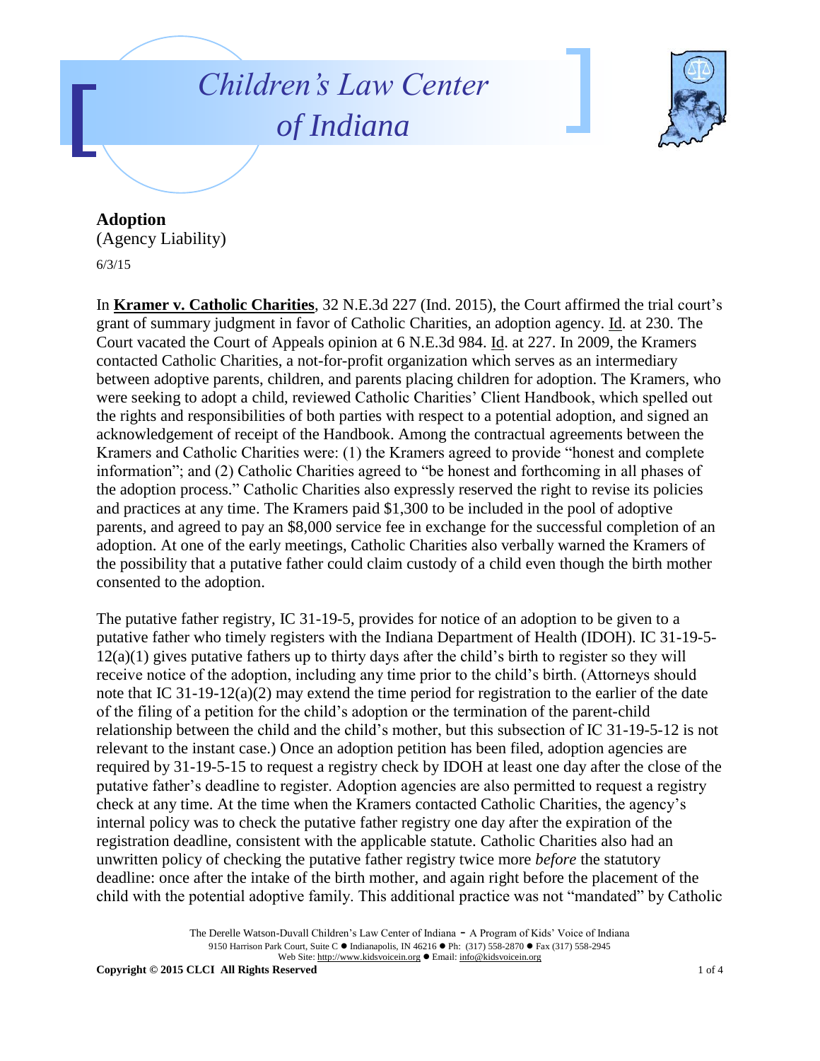# Children's Law Center of Indiana

**Adoption**
(Agency Liability)
6/3/15

In **Kramer v. Catholic Charities**, 32 N.E.3d 227 (Ind. 2015), the Court affirmed the trial court's grant of summary judgment in favor of Catholic Charities, an adoption agency. Id. at 230. The Court vacated the Court of Appeals opinion at 6 N.E.3d 984. Id. at 227. In 2009, the Kramers contacted Catholic Charities, a not-for-profit organization which serves as an intermediary between adoptive parents, children, and parents placing children for adoption. The Kramers, who were seeking to adopt a child, reviewed Catholic Charities' Client Handbook, which spelled out the rights and responsibilities of both parties with respect to a potential adoption, and signed an acknowledgement of receipt of the Handbook. Among the contractual agreements between the Kramers and Catholic Charities were: (1) the Kramers agreed to provide "honest and complete information"; and (2) Catholic Charities agreed to "be honest and forthcoming in all phases of the adoption process." Catholic Charities also expressly reserved the right to revise its policies and practices at any time. The Kramers paid $1,300 to be included in the pool of adoptive parents, and agreed to pay an $8,000 service fee in exchange for the successful completion of an adoption. At one of the early meetings, Catholic Charities also verbally warned the Kramers of the possibility that a putative father could claim custody of a child even though the birth mother consented to the adoption.

The putative father registry, IC 31-19-5, provides for notice of an adoption to be given to a putative father who timely registers with the Indiana Department of Health (IDOH). IC 31-19-5-12(a)(1) gives putative fathers up to thirty days after the child's birth to register so they will receive notice of the adoption, including any time prior to the child's birth. (Attorneys should note that IC 31-19-12(a)(2) may extend the time period for registration to the earlier of the date of the filing of a petition for the child's adoption or the termination of the parent-child relationship between the child and the child's mother, but this subsection of IC 31-19-5-12 is not relevant to the instant case.) Once an adoption petition has been filed, adoption agencies are required by 31-19-5-15 to request a registry check by IDOH at least one day after the close of the putative father's deadline to register. Adoption agencies are also permitted to request a registry check at any time. At the time when the Kramers contacted Catholic Charities, the agency's internal policy was to check the putative father registry one day after the expiration of the registration deadline, consistent with the applicable statute. Catholic Charities also had an unwritten policy of checking the putative father registry twice more *before* the statutory deadline: once after the intake of the birth mother, and again right before the placement of the child with the potential adoptive family. This additional practice was not "mandated" by Catholic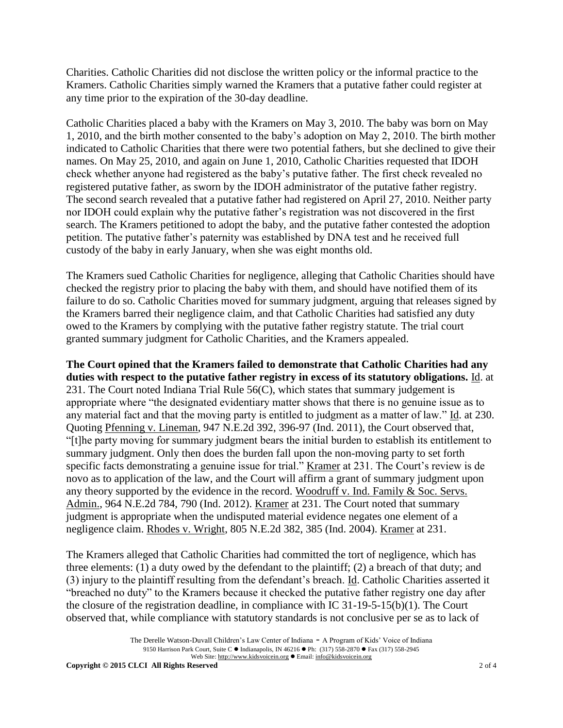Charities. Catholic Charities did not disclose the written policy or the informal practice to the Kramers. Catholic Charities simply warned the Kramers that a putative father could register at any time prior to the expiration of the 30-day deadline.

Catholic Charities placed a baby with the Kramers on May 3, 2010. The baby was born on May 1, 2010, and the birth mother consented to the baby's adoption on May 2, 2010. The birth mother indicated to Catholic Charities that there were two potential fathers, but she declined to give their names. On May 25, 2010, and again on June 1, 2010, Catholic Charities requested that IDOH check whether anyone had registered as the baby's putative father. The first check revealed no registered putative father, as sworn by the IDOH administrator of the putative father registry. The second search revealed that a putative father had registered on April 27, 2010. Neither party nor IDOH could explain why the putative father's registration was not discovered in the first search. The Kramers petitioned to adopt the baby, and the putative father contested the adoption petition. The putative father's paternity was established by DNA test and he received full custody of the baby in early January, when she was eight months old.

The Kramers sued Catholic Charities for negligence, alleging that Catholic Charities should have checked the registry prior to placing the baby with them, and should have notified them of its failure to do so. Catholic Charities moved for summary judgment, arguing that releases signed by the Kramers barred their negligence claim, and that Catholic Charities had satisfied any duty owed to the Kramers by complying with the putative father registry statute. The trial court granted summary judgment for Catholic Charities, and the Kramers appealed.

**The Court opined that the Kramers failed to demonstrate that Catholic Charities had any duties with respect to the putative father registry in excess of its statutory obligations.** Id. at 231. The Court noted Indiana Trial Rule 56(C), which states that summary judgement is appropriate where "the designated evidentiary matter shows that there is no genuine issue as to any material fact and that the moving party is entitled to judgment as a matter of law." Id. at 230. Quoting Pfenning v. Lineman, 947 N.E.2d 392, 396-97 (Ind. 2011), the Court observed that, "[t]he party moving for summary judgment bears the initial burden to establish its entitlement to summary judgment. Only then does the burden fall upon the non-moving party to set forth specific facts demonstrating a genuine issue for trial." Kramer at 231. The Court's review is de novo as to application of the law, and the Court will affirm a grant of summary judgment upon any theory supported by the evidence in the record. Woodruff v. Ind. Family & Soc. Servs. Admin., 964 N.E.2d 784, 790 (Ind. 2012). Kramer at 231. The Court noted that summary judgment is appropriate when the undisputed material evidence negates one element of a negligence claim. Rhodes v. Wright, 805 N.E.2d 382, 385 (Ind. 2004). Kramer at 231.

The Kramers alleged that Catholic Charities had committed the tort of negligence, which has three elements: (1) a duty owed by the defendant to the plaintiff; (2) a breach of that duty; and (3) injury to the plaintiff resulting from the defendant's breach. Id. Catholic Charities asserted it "breached no duty" to the Kramers because it checked the putative father registry one day after the closure of the registration deadline, in compliance with IC 31-19-5-15(b)(1). The Court observed that, while compliance with statutory standards is not conclusive per se as to lack of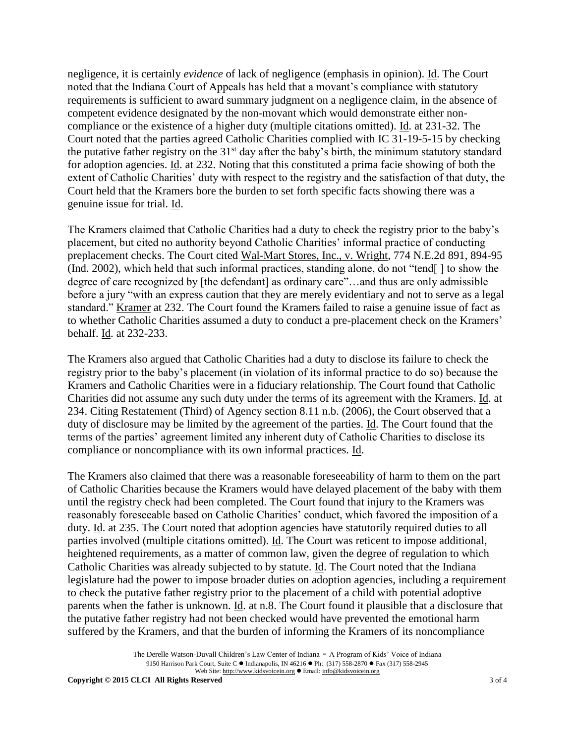negligence, it is certainly *evidence* of lack of negligence (emphasis in opinion). Id. The Court noted that the Indiana Court of Appeals has held that a movant's compliance with statutory requirements is sufficient to award summary judgment on a negligence claim, in the absence of competent evidence designated by the non-movant which would demonstrate either non-compliance or the existence of a higher duty (multiple citations omitted). Id. at 231-32. The Court noted that the parties agreed Catholic Charities complied with IC 31-19-5-15 by checking the putative father registry on the 31st day after the baby's birth, the minimum statutory standard for adoption agencies. Id. at 232. Noting that this constituted a prima facie showing of both the extent of Catholic Charities' duty with respect to the registry and the satisfaction of that duty, the Court held that the Kramers bore the burden to set forth specific facts showing there was a genuine issue for trial. Id.

The Kramers claimed that Catholic Charities had a duty to check the registry prior to the baby's placement, but cited no authority beyond Catholic Charities' informal practice of conducting preplacement checks. The Court cited Wal-Mart Stores, Inc., v. Wright, 774 N.E.2d 891, 894-95 (Ind. 2002), which held that such informal practices, standing alone, do not "tend[ ] to show the degree of care recognized by [the defendant] as ordinary care"…and thus are only admissible before a jury "with an express caution that they are merely evidentiary and not to serve as a legal standard." Kramer at 232. The Court found the Kramers failed to raise a genuine issue of fact as to whether Catholic Charities assumed a duty to conduct a pre-placement check on the Kramers' behalf. Id. at 232-233.

The Kramers also argued that Catholic Charities had a duty to disclose its failure to check the registry prior to the baby's placement (in violation of its informal practice to do so) because the Kramers and Catholic Charities were in a fiduciary relationship. The Court found that Catholic Charities did not assume any such duty under the terms of its agreement with the Kramers. Id. at 234. Citing Restatement (Third) of Agency section 8.11 n.b. (2006), the Court observed that a duty of disclosure may be limited by the agreement of the parties. Id. The Court found that the terms of the parties' agreement limited any inherent duty of Catholic Charities to disclose its compliance or noncompliance with its own informal practices. Id.

The Kramers also claimed that there was a reasonable foreseeability of harm to them on the part of Catholic Charities because the Kramers would have delayed placement of the baby with them until the registry check had been completed. The Court found that injury to the Kramers was reasonably foreseeable based on Catholic Charities' conduct, which favored the imposition of a duty. Id. at 235. The Court noted that adoption agencies have statutorily required duties to all parties involved (multiple citations omitted). Id. The Court was reticent to impose additional, heightened requirements, as a matter of common law, given the degree of regulation to which Catholic Charities was already subjected to by statute. Id. The Court noted that the Indiana legislature had the power to impose broader duties on adoption agencies, including a requirement to check the putative father registry prior to the placement of a child with potential adoptive parents when the father is unknown. Id. at n.8. The Court found it plausible that a disclosure that the putative father registry had not been checked would have prevented the emotional harm suffered by the Kramers, and that the burden of informing the Kramers of its noncompliance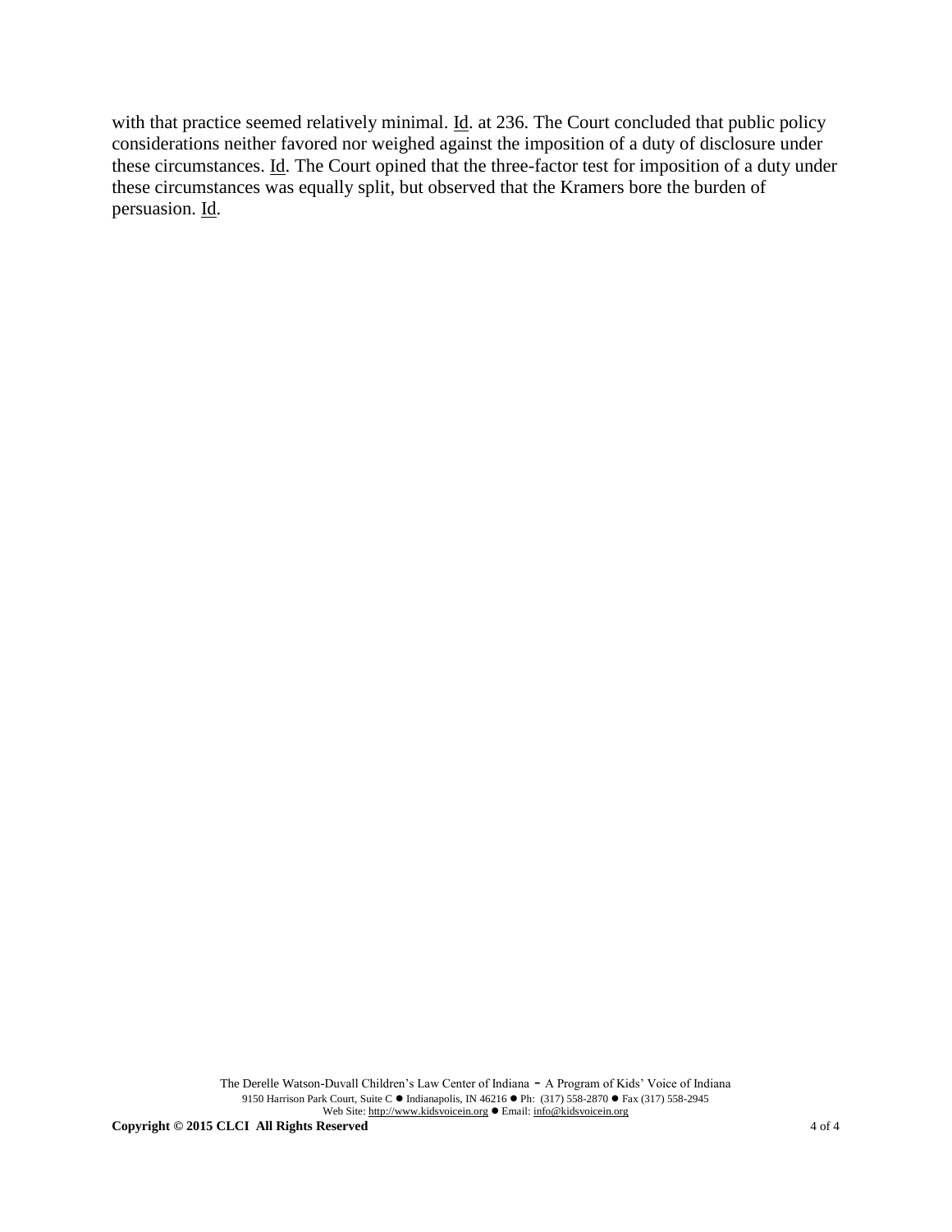with that practice seemed relatively minimal. Id. at 236. The Court concluded that public policy considerations neither favored nor weighed against the imposition of a duty of disclosure under these circumstances. Id. The Court opined that the three-factor test for imposition of a duty under these circumstances was equally split, but observed that the Kramers bore the burden of persuasion. Id.